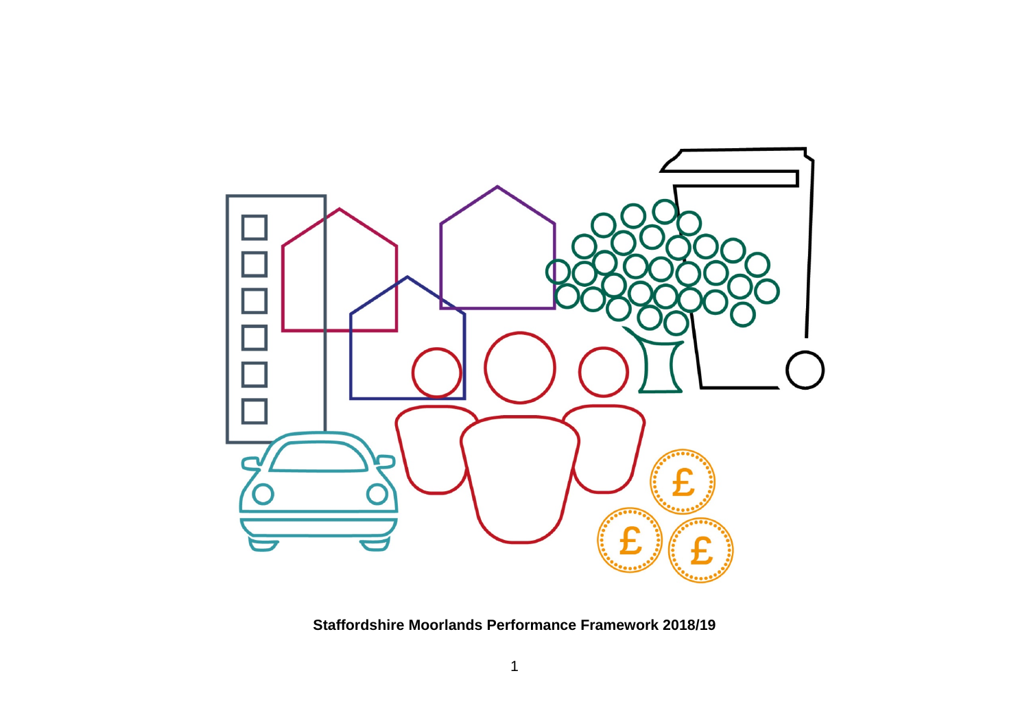**Staffordshire Moorlands Performance Framework 2018/19**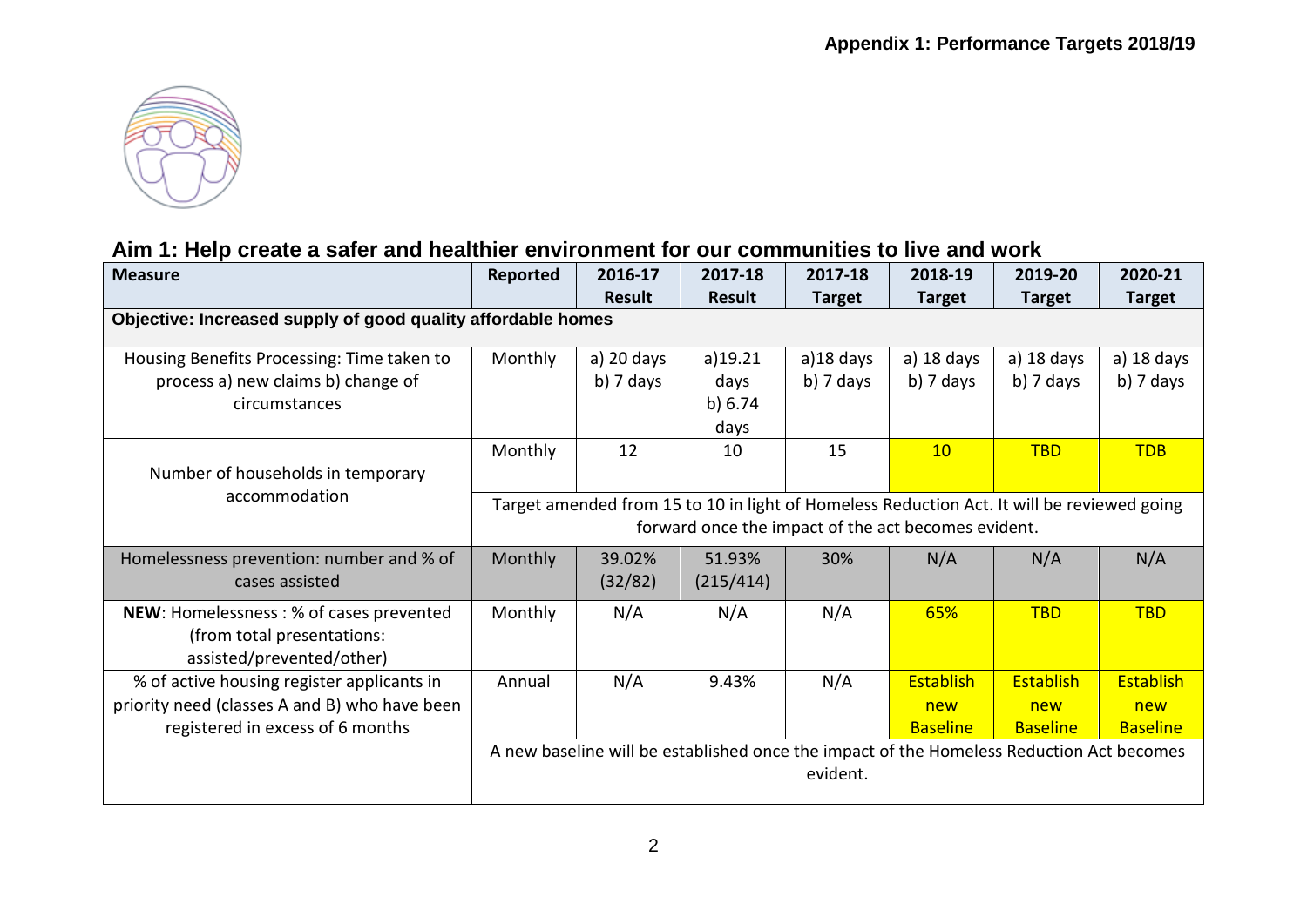## Appendix 1: Performance Targets 2018/19

### Aim 1: Help create a safer and healthier environment for our communities to live and work

| Measure | Reported | 2016-17 Result | 2017-18 Result | 2017-18 Target | 2018-19 Target | 2019-20 Target | 2020-21 Target |
|---|---|---|---|---|---|---|---|
| **Objective: Increased supply of good quality affordable homes** | | | | | | | |
| Housing Benefits Processing: Time taken to process a) new claims b) change of circumstances | Monthly | a) 20 days b) 7 days | a)19.21 days b) 6.74 days | a)18 days b) 7 days | a) 18 days b) 7 days | a) 18 days b) 7 days | a) 18 days b) 7 days |
| Number of households in temporary accommodation | Monthly | 12 | 10 | 15 | 10 | TBD | TDB |
| | Target amended from 15 to 10 in light of Homeless Reduction Act. It will be reviewed going forward once the impact of the act becomes evident. | | | | | | |
| Homelessness prevention: number and % of cases assisted | Monthly | 39.02% (32/82) | 51.93% (215/414) | 30% | N/A | N/A | N/A |
| **NEW**: Homelessness : % of cases prevented (from total presentations: assisted/prevented/other) | Monthly | N/A | N/A | N/A | 65% | TBD | TBD |
| % of active housing register applicants in priority need (classes A and B) who have been registered in excess of 6 months | Annual | N/A | 9.43% | N/A | Establish new Baseline | Establish new Baseline | Establish new Baseline |
| | A new baseline will be established once the impact of the Homeless Reduction Act becomes evident. | | | | | | |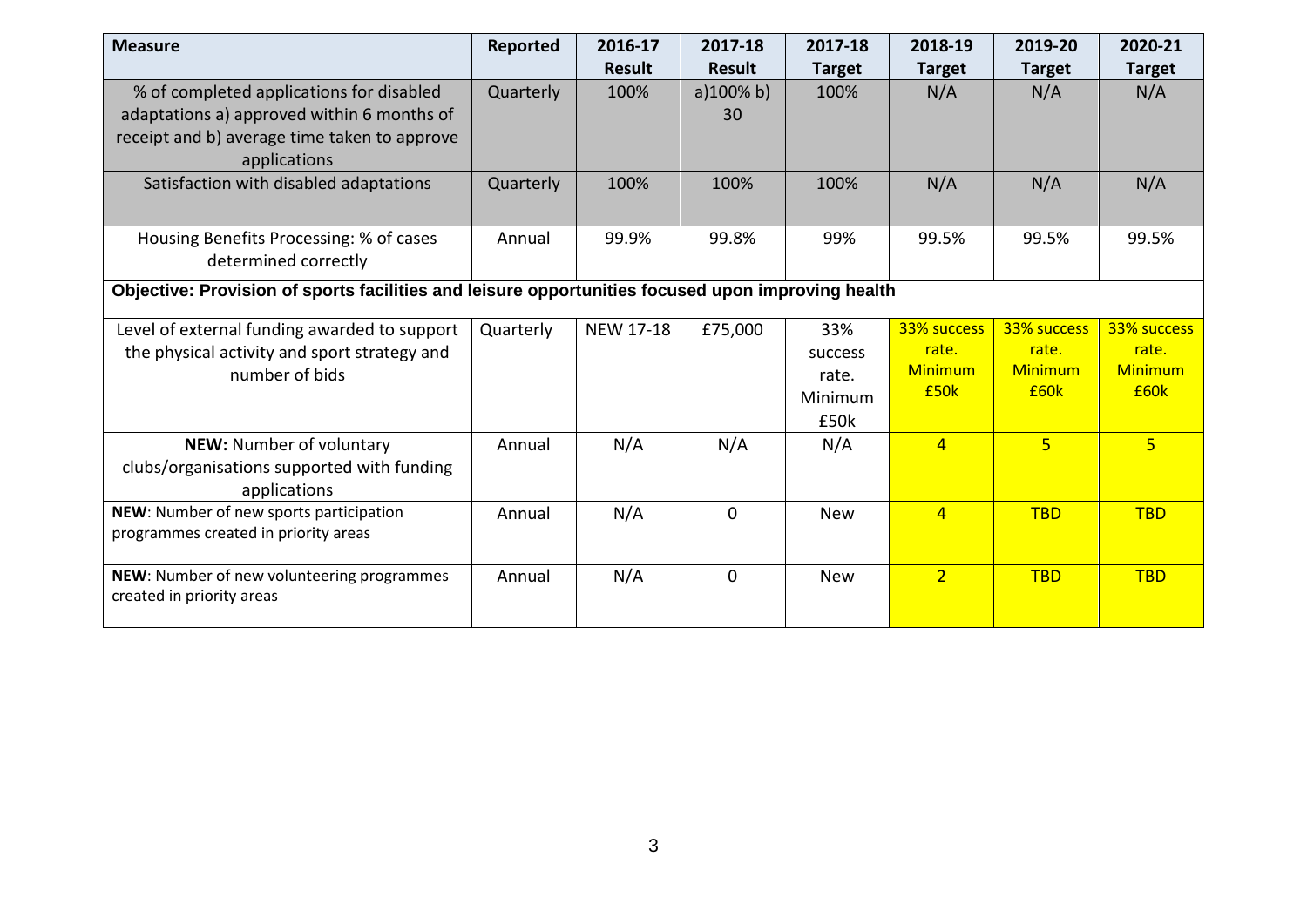| Measure | Reported | 2016-17 Result | 2017-18 Result | 2017-18 Target | 2018-19 Target | 2019-20 Target | 2020-21 Target |
|---|---|---|---|---|---|---|---|
| % of completed applications for disabled adaptations a) approved within 6 months of receipt and b) average time taken to approve applications | Quarterly | 100% | a)100% b) 30 | 100% | N/A | N/A | N/A |
| Satisfaction with disabled adaptations | Quarterly | 100% | 100% | 100% | N/A | N/A | N/A |
| Housing Benefits Processing: % of cases determined correctly | Annual | 99.9% | 99.8% | 99% | 99.5% | 99.5% | 99.5% |
| **Objective: Provision of sports facilities and leisure opportunities focused upon improving health** | | | | | | | |
| Level of external funding awarded to support the physical activity and sport strategy and number of bids | Quarterly | NEW 17-18 | £75,000 | 33% success rate. Minimum £50k | 33% success rate. Minimum £50k | 33% success rate. Minimum £60k | 33% success rate. Minimum £60k |
| **NEW:** Number of voluntary clubs/organisations supported with funding applications | Annual | N/A | N/A | N/A | 4 | 5 | 5 |
| **NEW**: Number of new sports participation programmes created in priority areas | Annual | N/A | 0 | New | 4 | TBD | TBD |
| **NEW**: Number of new volunteering programmes created in priority areas | Annual | N/A | 0 | New | 2 | TBD | TBD |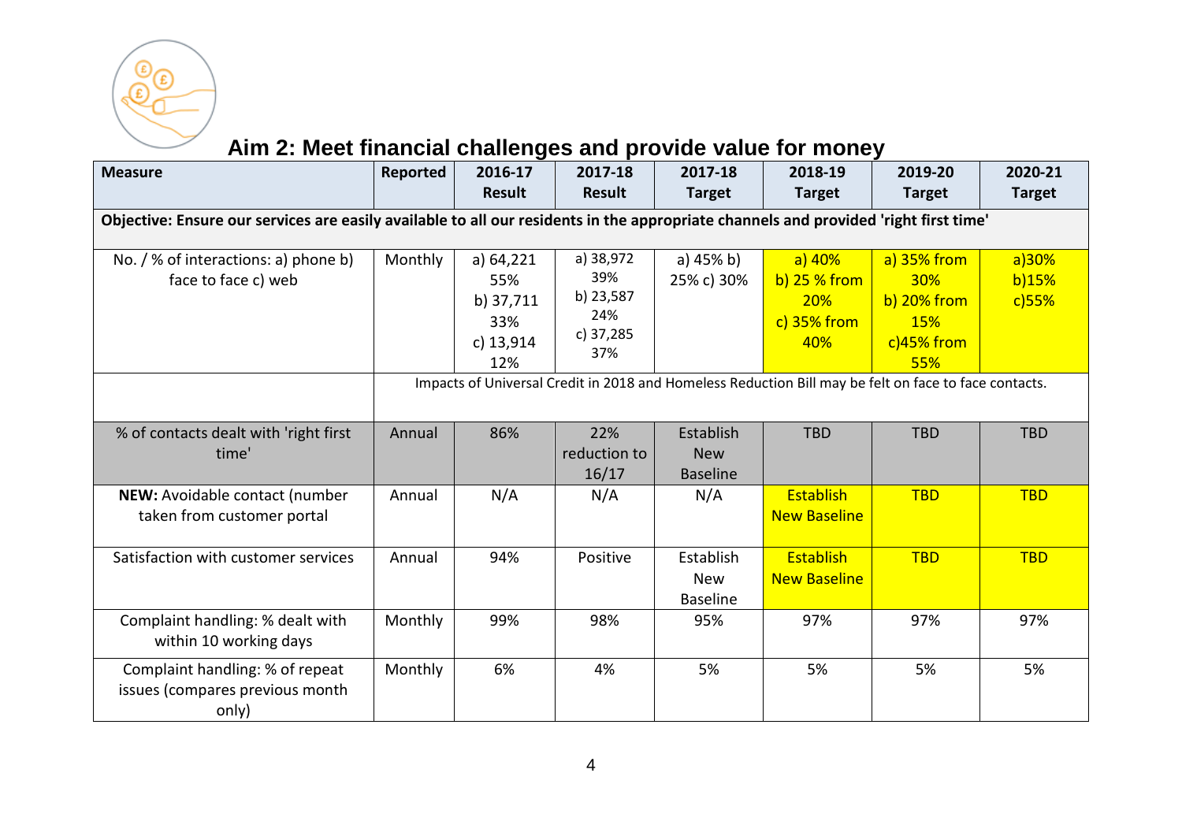# Aim 2: Meet financial challenges and provide value for money

| Measure | Reported | 2016-17 Result | 2017-18 Result | 2017-18 Target | 2018-19 Target | 2019-20 Target | 2020-21 Target |
|---|---|---|---|---|---|---|---|
| **Objective: Ensure our services are easily available to all our residents in the appropriate channels and provided 'right first time'** | | | | | | | |
| No. / % of interactions: a) phone b) face to face c) web | Monthly | a) 64,221 55% b) 37,711 33% c) 13,914 12% | a) 38,972 39% b) 23,587 24% c) 37,285 37% | a) 45% b) 25% c) 30% | a) 40% b) 25 % from 20% c) 35% from 40% | a) 35% from 30% b) 20% from 15% c)45% from 55% | a)30% b)15% c)55% |
| | Impacts of Universal Credit in 2018 and Homeless Reduction Bill may be felt on face to face contacts. | | | | | | |
| % of contacts dealt with 'right first time' | Annual | 86% | 22% reduction to 16/17 | Establish New Baseline | TBD | TBD | TBD |
| **NEW:** Avoidable contact (number taken from customer portal | Annual | N/A | N/A | N/A | Establish New Baseline | TBD | TBD |
| Satisfaction with customer services | Annual | 94% | Positive | Establish New Baseline | Establish New Baseline | TBD | TBD |
| Complaint handling: % dealt with within 10 working days | Monthly | 99% | 98% | 95% | 97% | 97% | 97% |
| Complaint handling: % of repeat issues (compares previous month only) | Monthly | 6% | 4% | 5% | 5% | 5% | 5% |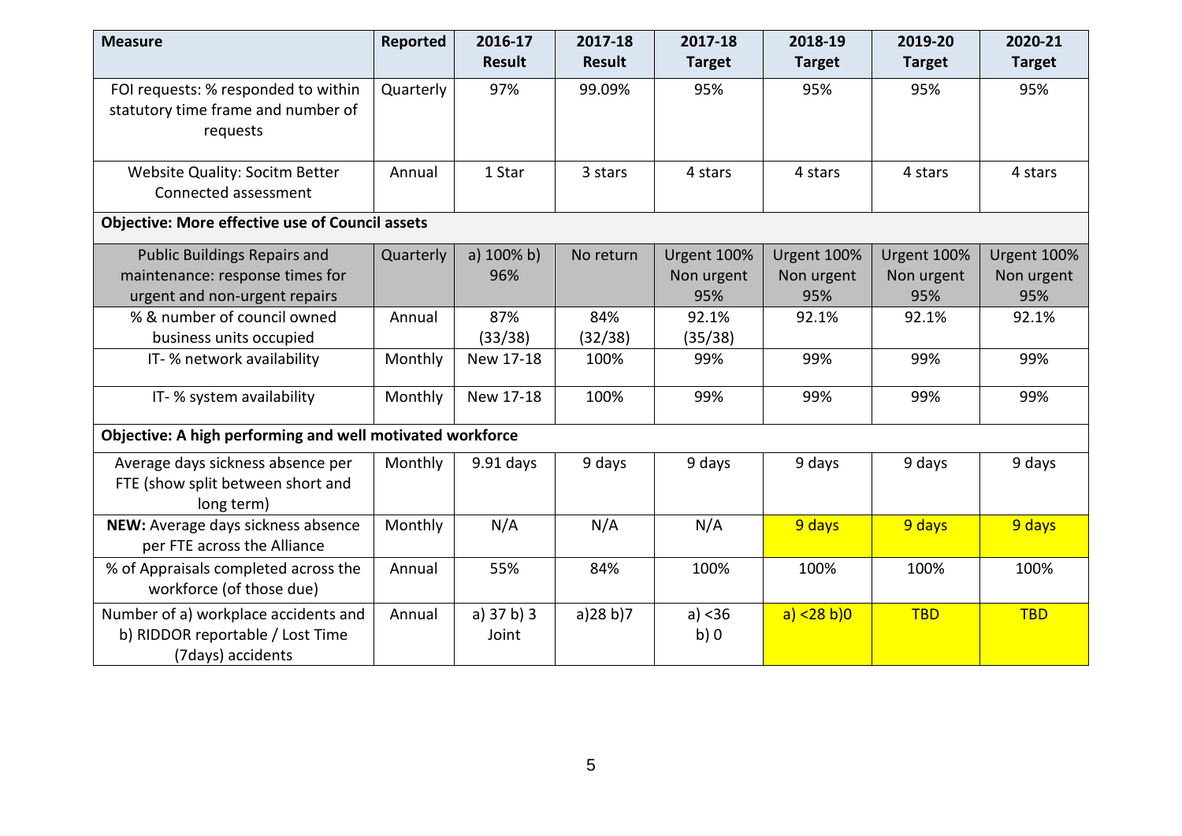| Measure | Reported | 2016-17 Result | 2017-18 Result | 2017-18 Target | 2018-19 Target | 2019-20 Target | 2020-21 Target |
|---|---|---|---|---|---|---|---|
| FOI requests: % responded to within statutory time frame and number of requests | Quarterly | 97% | 99.09% | 95% | 95% | 95% | 95% |
| Website Quality: Socitm Better Connected assessment | Annual | 1 Star | 3 stars | 4 stars | 4 stars | 4 stars | 4 stars |
| **Objective: More effective use of Council assets** | | | | | | | |
| Public Buildings Repairs and maintenance: response times for urgent and non-urgent repairs | Quarterly | a) 100% b) 96% | No return | Urgent 100% Non urgent 95% | Urgent 100% Non urgent 95% | Urgent 100% Non urgent 95% | Urgent 100% Non urgent 95% |
| % & number of council owned business units occupied | Annual | 87% (33/38) | 84% (32/38) | 92.1% (35/38) | 92.1% | 92.1% | 92.1% |
| IT- % network availability | Monthly | New 17-18 | 100% | 99% | 99% | 99% | 99% |
| IT- % system availability | Monthly | New 17-18 | 100% | 99% | 99% | 99% | 99% |
| **Objective: A high performing and well motivated workforce** | | | | | | | |
| Average days sickness absence per FTE (show split between short and long term) | Monthly | 9.91 days | 9 days | 9 days | 9 days | 9 days | 9 days |
| **NEW:** Average days sickness absence per FTE across the Alliance | Monthly | N/A | N/A | N/A | 9 days | 9 days | 9 days |
| % of Appraisals completed across the workforce (of those due) | Annual | 55% | 84% | 100% | 100% | 100% | 100% |
| Number of a) workplace accidents and b) RIDDOR reportable / Lost Time (7days) accidents | Annual | a) 37 b) 3 Joint | a)28 b)7 | a) <36 b) 0 | a) <28 b)0 | TBD | TBD |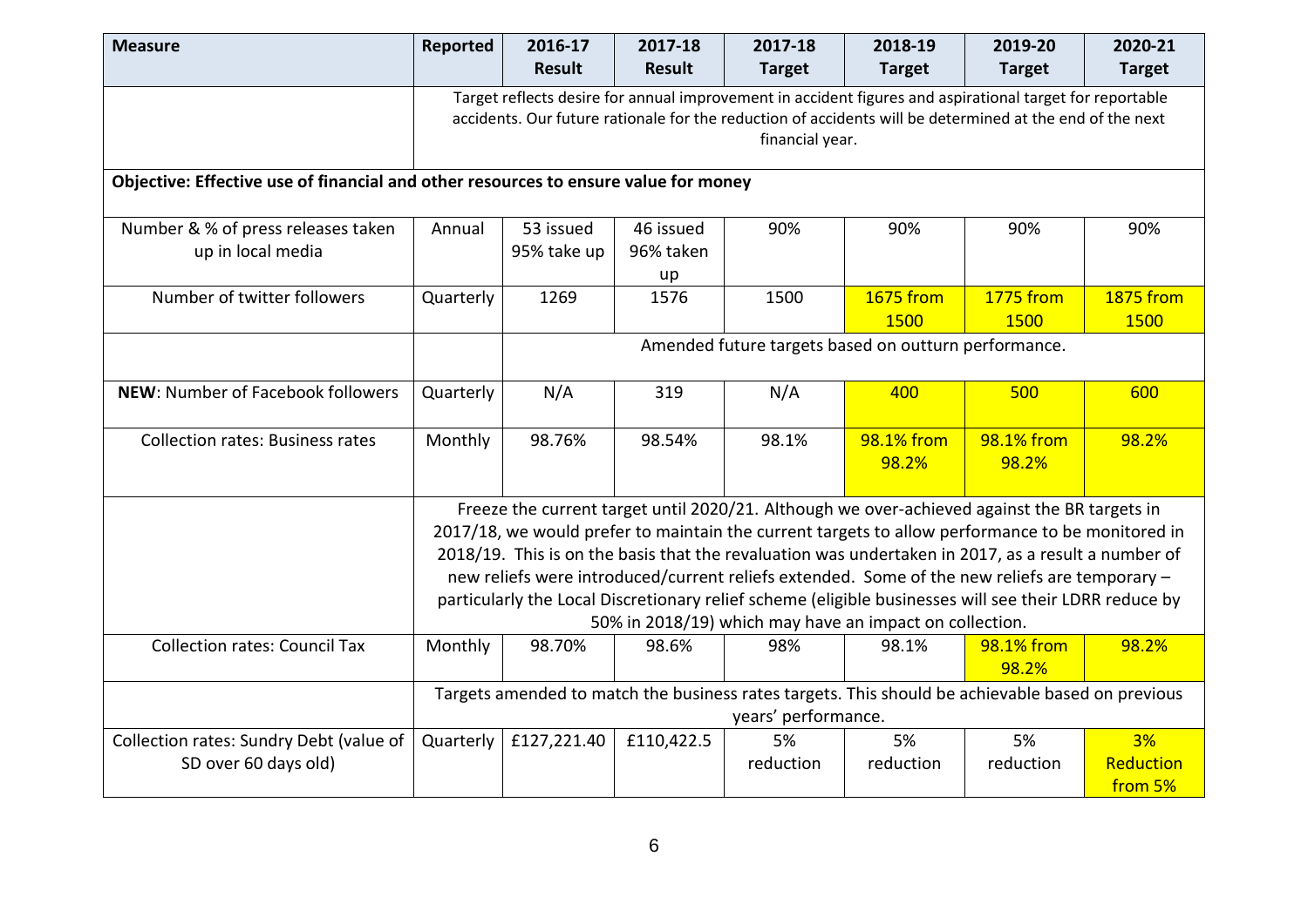| Measure | Reported | 2016-17 Result | 2017-18 Result | 2017-18 Target | 2018-19 Target | 2019-20 Target | 2020-21 Target |
|---|---|---|---|---|---|---|---|
| | Target reflects desire for annual improvement in accident figures and aspirational target for reportable accidents. Our future rationale for the reduction of accidents will be determined at the end of the next financial year. | | | | | | |
| **Objective: Effective use of financial and other resources to ensure value for money** | | | | | | | |
| Number & % of press releases taken up in local media | Annual | 53 issued 95% take up | 46 issued 96% taken up | 90% | 90% | 90% | 90% |
| Number of twitter followers | Quarterly | 1269 | 1576 | 1500 | 1675 from 1500 | 1775 from 1500 | 1875 from 1500 |
| | | Amended future targets based on outturn performance. | | | | | |
| **NEW**: Number of Facebook followers | Quarterly | N/A | 319 | N/A | 400 | 500 | 600 |
| Collection rates: Business rates | Monthly | 98.76% | 98.54% | 98.1% | 98.1% from 98.2% | 98.1% from 98.2% | 98.2% |
| | Freeze the current target until 2020/21. Although we over-achieved against the BR targets in 2017/18, we would prefer to maintain the current targets to allow performance to be monitored in 2018/19. This is on the basis that the revaluation was undertaken in 2017, as a result a number of new reliefs were introduced/current reliefs extended. Some of the new reliefs are temporary – particularly the Local Discretionary relief scheme (eligible businesses will see their LDRR reduce by 50% in 2018/19) which may have an impact on collection. | | | | | | |
| Collection rates: Council Tax | Monthly | 98.70% | 98.6% | 98% | 98.1% | 98.1% from 98.2% | 98.2% |
| | Targets amended to match the business rates targets. This should be achievable based on previous years' performance. | | | | | | |
| Collection rates: Sundry Debt (value of SD over 60 days old) | Quarterly | £127,221.40 | £110,422.5 | 5% reduction | 5% reduction | 5% reduction | 3% Reduction from 5% |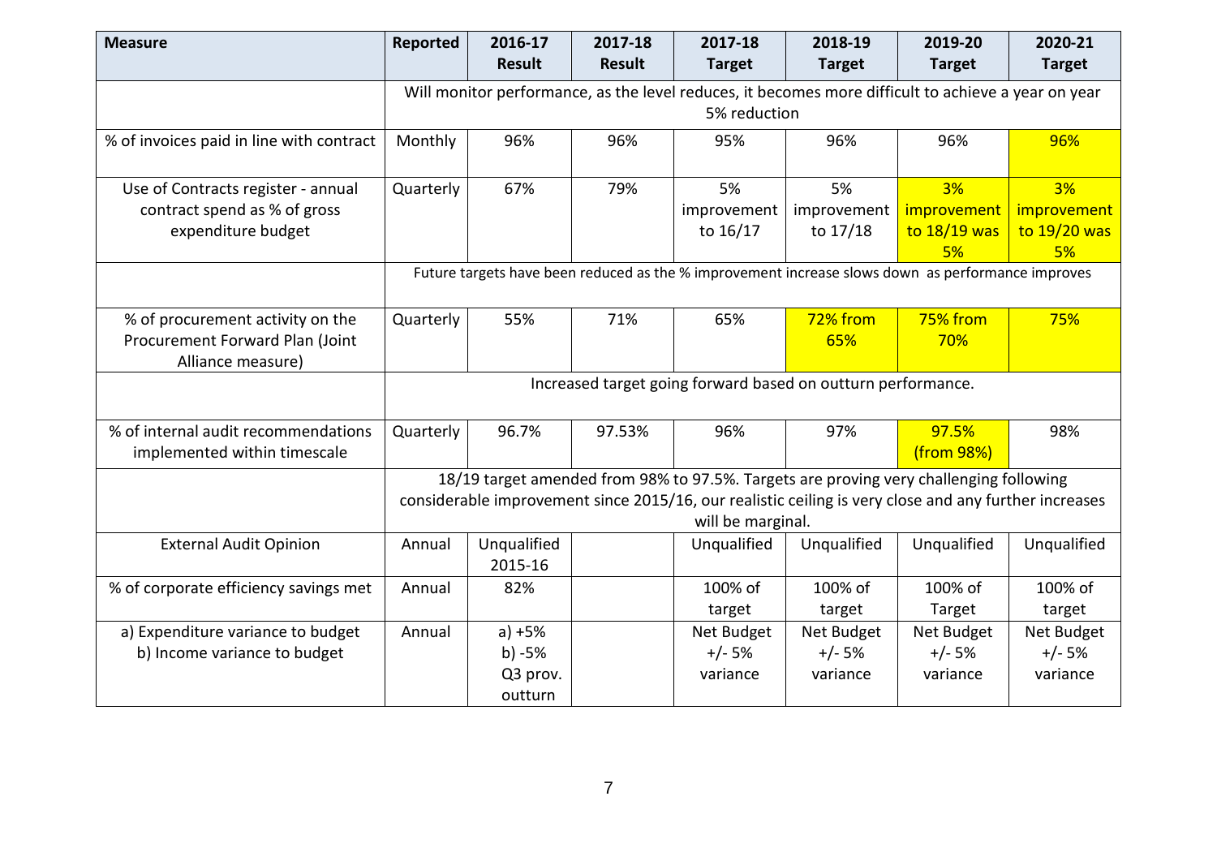| Measure | Reported | 2016-17 Result | 2017-18 Result | 2017-18 Target | 2018-19 Target | 2019-20 Target | 2020-21 Target |
|---|---|---|---|---|---|---|---|
| | Will monitor performance, as the level reduces, it becomes more difficult to achieve a year on year 5% reduction | | | | | | |
| % of invoices paid in line with contract | Monthly | 96% | 96% | 95% | 96% | 96% | 96% |
| Use of Contracts register - annual contract spend as % of gross expenditure budget | Quarterly | 67% | 79% | 5% improvement to 16/17 | 5% improvement to 17/18 | 3% improvement to 18/19 was 5% | 3% improvement to 19/20 was 5% |
| | Future targets have been reduced as the % improvement increase slows down as performance improves | | | | | | |
| % of procurement activity on the Procurement Forward Plan (Joint Alliance measure) | Quarterly | 55% | 71% | 65% | 72% from 65% | 75% from 70% | 75% |
| | Increased target going forward based on outturn performance. | | | | | | |
| % of internal audit recommendations implemented within timescale | Quarterly | 96.7% | 97.53% | 96% | 97% | 97.5% (from 98%) | 98% |
| | 18/19 target amended from 98% to 97.5%. Targets are proving very challenging following considerable improvement since 2015/16, our realistic ceiling is very close and any further increases will be marginal. | | | | | | |
| External Audit Opinion | Annual | Unqualified 2015-16 | | Unqualified | Unqualified | Unqualified | Unqualified |
| % of corporate efficiency savings met | Annual | 82% | | 100% of target | 100% of target | 100% of Target | 100% of target |
| a) Expenditure variance to budget<br>b) Income variance to budget | Annual | a) +5%<br>b) -5%<br>Q3 prov. outturn | | Net Budget +/- 5% variance | Net Budget +/- 5% variance | Net Budget +/- 5% variance | Net Budget +/- 5% variance |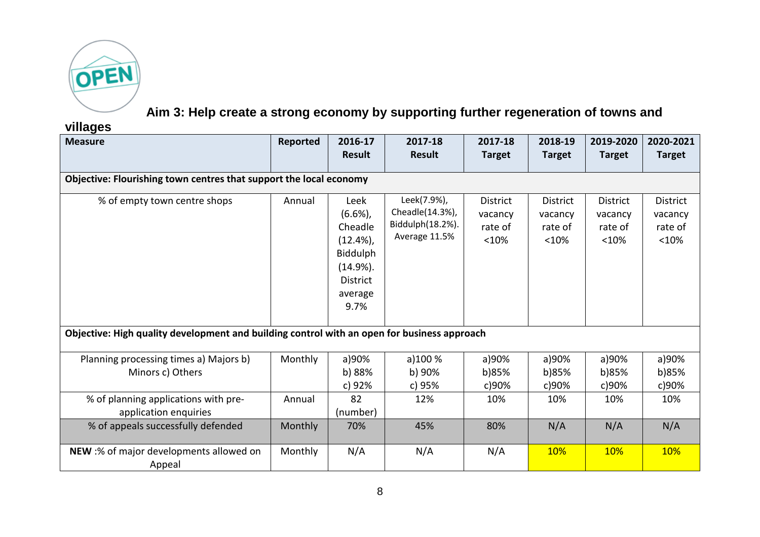## Aim 3: Help create a strong economy by supporting further regeneration of towns and villages

| Measure | Reported | 2016-17 Result | 2017-18 Result | 2017-18 Target | 2018-19 Target | 2019-2020 Target | 2020-2021 Target |
|---|---|---|---|---|---|---|---|
| **Objective: Flourishing town centres that support the local economy** | | | | | | | |
| % of empty town centre shops | Annual | Leek (6.6%), Cheadle (12.4%), Biddulph (14.9%). District average 9.7% | Leek(7.9%), Cheadle(14.3%), Biddulph(18.2%). Average 11.5% | District vacancy rate of <10% | District vacancy rate of <10% | District vacancy rate of <10% | District vacancy rate of <10% |
| **Objective: High quality development and building control with an open for business approach** | | | | | | | |
| Planning processing times a) Majors b) Minors c) Others | Monthly | a)90% b) 88% c) 92% | a)100 % b) 90% c) 95% | a)90% b)85% c)90% | a)90% b)85% c)90% | a)90% b)85% c)90% | a)90% b)85% c)90% |
| % of planning applications with pre-application enquiries | Annual | 82 (number) | 12% | 10% | 10% | 10% | 10% |
| % of appeals successfully defended | Monthly | 70% | 45% | 80% | N/A | N/A | N/A |
| **NEW** :% of major developments allowed on Appeal | Monthly | N/A | N/A | N/A | 10% | 10% | 10% |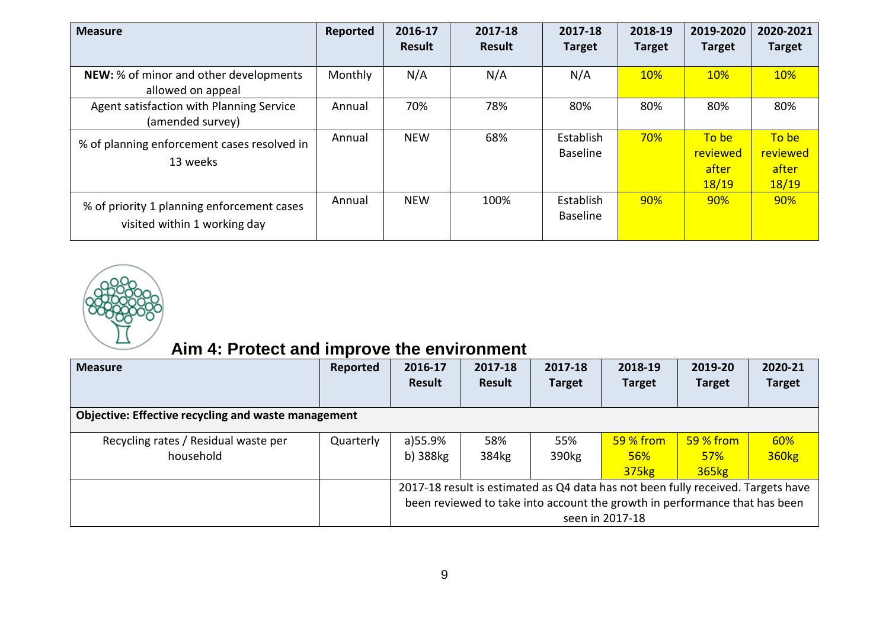| Measure | Reported | 2016-17 Result | 2017-18 Result | 2017-18 Target | 2018-19 Target | 2019-2020 Target | 2020-2021 Target |
|---|---|---|---|---|---|---|---|
| **NEW:** % of minor and other developments allowed on appeal | Monthly | N/A | N/A | N/A | 10% | 10% | 10% |
| Agent satisfaction with Planning Service (amended survey) | Annual | 70% | 78% | 80% | 80% | 80% | 80% |
| % of planning enforcement cases resolved in 13 weeks | Annual | NEW | 68% | Establish Baseline | 70% | To be reviewed after 18/19 | To be reviewed after 18/19 |
| % of priority 1 planning enforcement cases visited within 1 working day | Annual | NEW | 100% | Establish Baseline | 90% | 90% | 90% |

## Aim 4: Protect and improve the environment

| Measure | Reported | 2016-17 Result | 2017-18 Result | 2017-18 Target | 2018-19 Target | 2019-20 Target | 2020-21 Target |
|---|---|---|---|---|---|---|---|
| **Objective: Effective recycling and waste management** | | | | | | | |
| Recycling rates / Residual waste per household | Quarterly | a)55.9% b) 388kg | 58% 384kg | 55% 390kg | 59 % from 56% 375kg | 59 % from 57% 365kg | 60% 360kg |
| | | 2017-18 result is estimated as Q4 data has not been fully received. Targets have been reviewed to take into account the growth in performance that has been seen in 2017-18 | | | | | |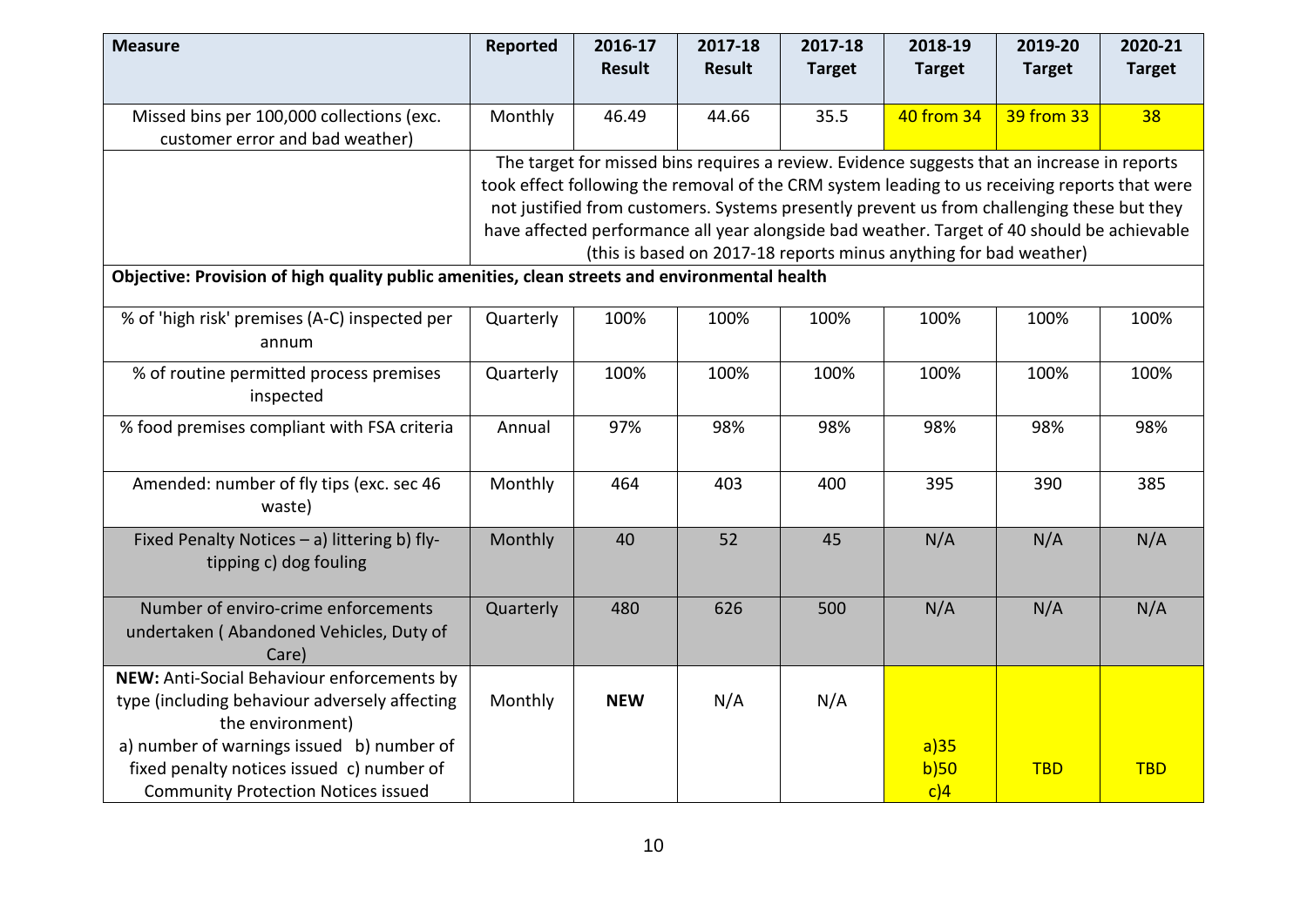| Measure | Reported | 2016-17 Result | 2017-18 Result | 2017-18 Target | 2018-19 Target | 2019-20 Target | 2020-21 Target |
|---|---|---|---|---|---|---|---|
| Missed bins per 100,000 collections (exc. customer error and bad weather) | Monthly | 46.49 | 44.66 | 35.5 | 40 from 34 | 39 from 33 | 38 |
| | The target for missed bins requires a review. Evidence suggests that an increase in reports took effect following the removal of the CRM system leading to us receiving reports that were not justified from customers. Systems presently prevent us from challenging these but they have affected performance all year alongside bad weather. Target of 40 should be achievable (this is based on 2017-18 reports minus anything for bad weather) | | | | | | |
| **Objective: Provision of high quality public amenities, clean streets and environmental health** | | | | | | | |
| % of 'high risk' premises (A-C) inspected per annum | Quarterly | 100% | 100% | 100% | 100% | 100% | 100% |
| % of routine permitted process premises inspected | Quarterly | 100% | 100% | 100% | 100% | 100% | 100% |
| % food premises compliant with FSA criteria | Annual | 97% | 98% | 98% | 98% | 98% | 98% |
| Amended: number of fly tips (exc. sec 46 waste) | Monthly | 464 | 403 | 400 | 395 | 390 | 385 |
| Fixed Penalty Notices – a) littering b) fly-tipping c) dog fouling | Monthly | 40 | 52 | 45 | N/A | N/A | N/A |
| Number of enviro-crime enforcements undertaken ( Abandoned Vehicles, Duty of Care) | Quarterly | 480 | 626 | 500 | N/A | N/A | N/A |
| **NEW:** Anti-Social Behaviour enforcements by type (including behaviour adversely affecting the environment) a) number of warnings issued b) number of fixed penalty notices issued c) number of Community Protection Notices issued | Monthly | **NEW** | N/A | N/A | a)35 b)50 c)4 | TBD | TBD |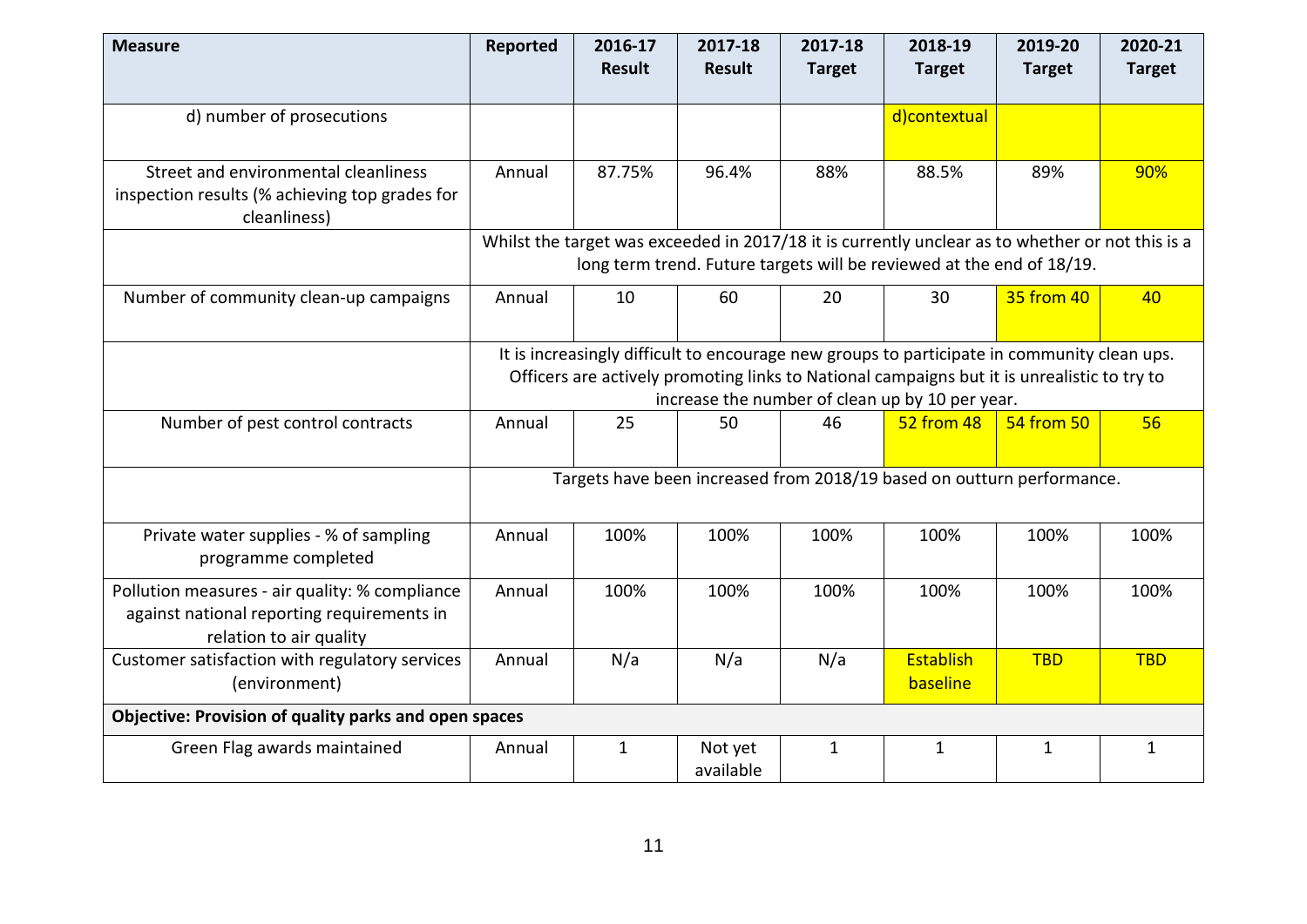| Measure | Reported | 2016-17 Result | 2017-18 Result | 2017-18 Target | 2018-19 Target | 2019-20 Target | 2020-21 Target |
|---|---|---|---|---|---|---|---|
| d) number of prosecutions | | | | | d)contextual | | |
| Street and environmental cleanliness inspection results (% achieving top grades for cleanliness) | Annual | 87.75% | 96.4% | 88% | 88.5% | 89% | 90% |
| | Whilst the target was exceeded in 2017/18 it is currently unclear as to whether or not this is a long term trend. Future targets will be reviewed at the end of 18/19. | | | | | | |
| Number of community clean-up campaigns | Annual | 10 | 60 | 20 | 30 | 35 from 40 | 40 |
| | It is increasingly difficult to encourage new groups to participate in community clean ups. Officers are actively promoting links to National campaigns but it is unrealistic to try to increase the number of clean up by 10 per year. | | | | | | |
| Number of pest control contracts | Annual | 25 | 50 | 46 | 52 from 48 | 54 from 50 | 56 |
| | Targets have been increased from 2018/19 based on outturn performance. | | | | | | |
| Private water supplies - % of sampling programme completed | Annual | 100% | 100% | 100% | 100% | 100% | 100% |
| Pollution measures - air quality: % compliance against national reporting requirements in relation to air quality | Annual | 100% | 100% | 100% | 100% | 100% | 100% |
| Customer satisfaction with regulatory services (environment) | Annual | N/a | N/a | N/a | Establish baseline | TBD | TBD |
| **Objective: Provision of quality parks and open spaces** | | | | | | | |
| Green Flag awards maintained | Annual | 1 | Not yet available | 1 | 1 | 1 | 1 |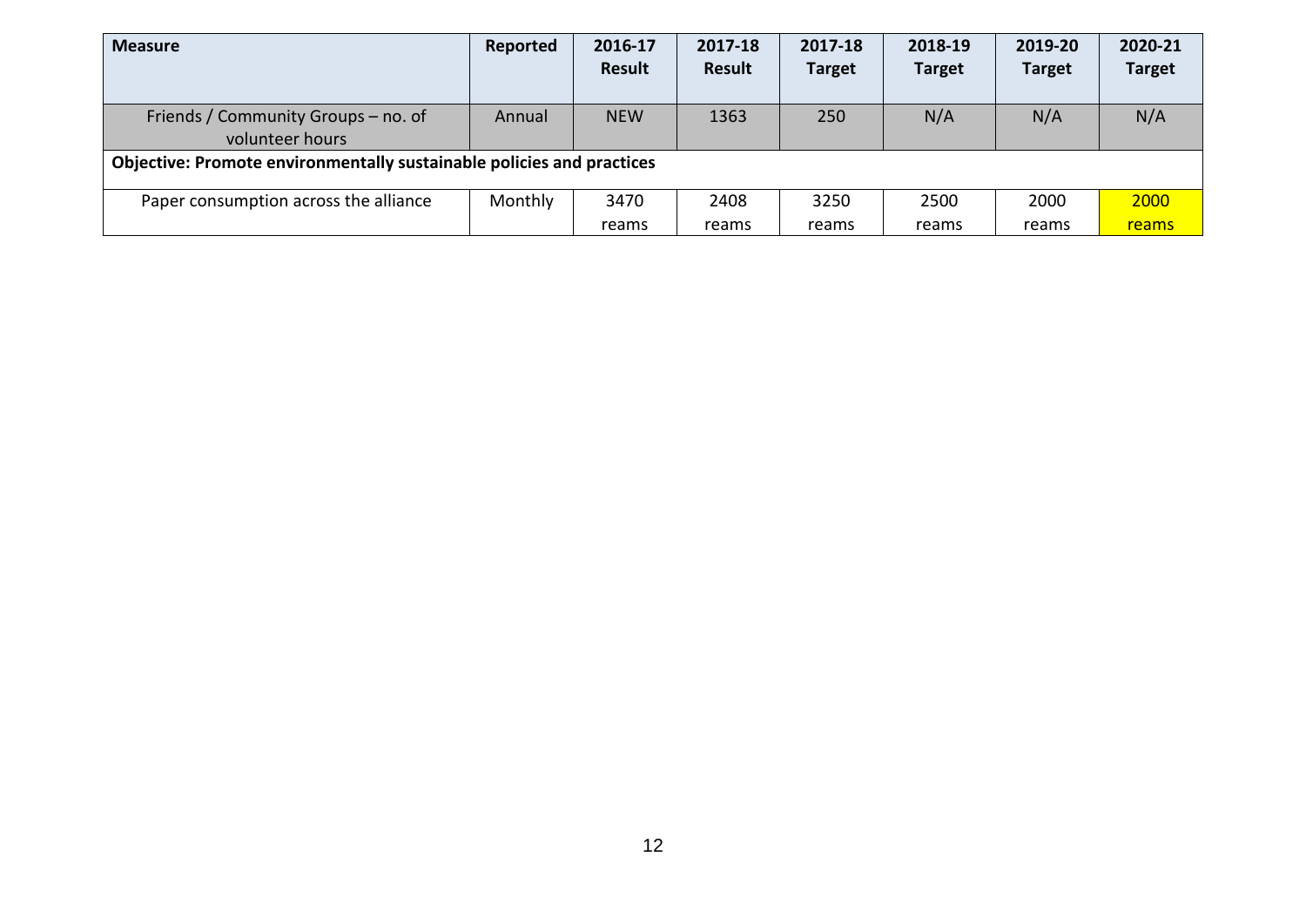| Measure | Reported | 2016-17 Result | 2017-18 Result | 2017-18 Target | 2018-19 Target | 2019-20 Target | 2020-21 Target |
|---|---|---|---|---|---|---|---|
| Friends / Community Groups – no. of volunteer hours | Annual | NEW | 1363 | 250 | N/A | N/A | N/A |
| **Objective: Promote environmentally sustainable policies and practices** | | | | | | | |
| Paper consumption across the alliance | Monthly | 3470 reams | 2408 reams | 3250 reams | 2500 reams | 2000 reams | 2000 reams |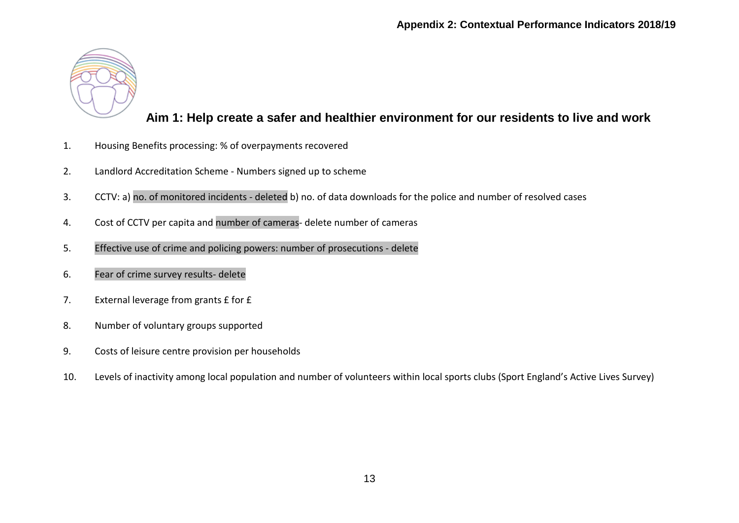**Appendix 2: Contextual Performance Indicators 2018/19**

## Aim 1: Help create a safer and healthier environment for our residents to live and work

1. Housing Benefits processing: % of overpayments recovered
2. Landlord Accreditation Scheme - Numbers signed up to scheme
3. CCTV: a) no. of monitored incidents - deleted b) no. of data downloads for the police and number of resolved cases
4. Cost of CCTV per capita and number of cameras- delete number of cameras
5. Effective use of crime and policing powers: number of prosecutions - delete
6. Fear of crime survey results- delete
7. External leverage from grants £ for £
8. Number of voluntary groups supported
9. Costs of leisure centre provision per households
10. Levels of inactivity among local population and number of volunteers within local sports clubs (Sport England's Active Lives Survey)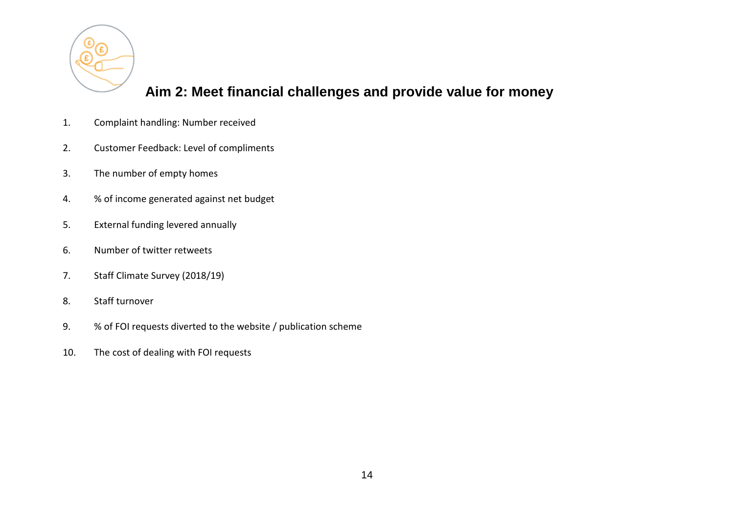## Aim 2: Meet financial challenges and provide value for money

1. Complaint handling: Number received
2. Customer Feedback: Level of compliments
3. The number of empty homes
4. % of income generated against net budget
5. External funding levered annually
6. Number of twitter retweets
7. Staff Climate Survey (2018/19)
8. Staff turnover
9. % of FOI requests diverted to the website / publication scheme
10. The cost of dealing with FOI requests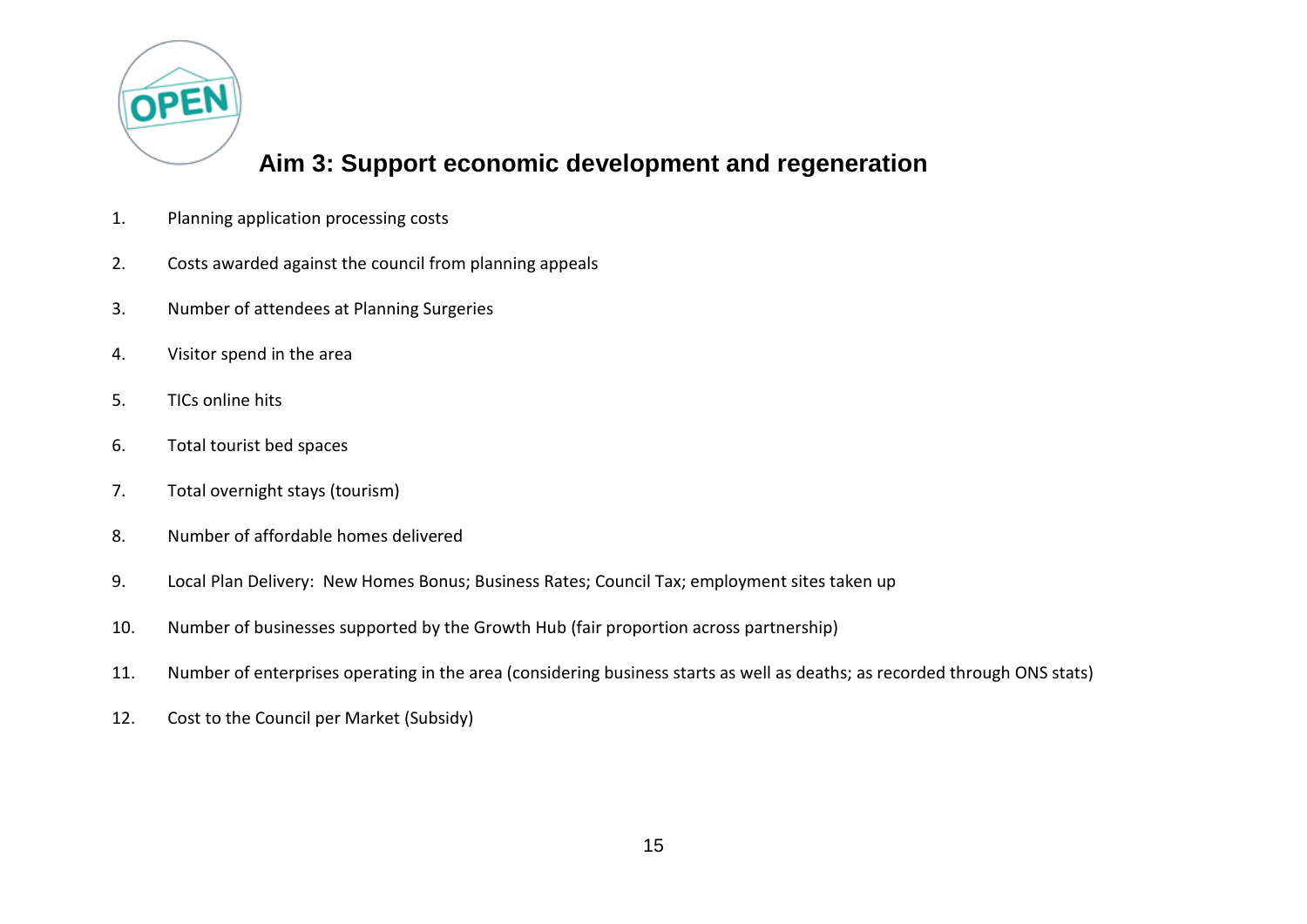## Aim 3: Support economic development and regeneration

1. Planning application processing costs
2. Costs awarded against the council from planning appeals
3. Number of attendees at Planning Surgeries
4. Visitor spend in the area
5. TICs online hits
6. Total tourist bed spaces
7. Total overnight stays (tourism)
8. Number of affordable homes delivered
9. Local Plan Delivery: New Homes Bonus; Business Rates; Council Tax; employment sites taken up
10. Number of businesses supported by the Growth Hub (fair proportion across partnership)
11. Number of enterprises operating in the area (considering business starts as well as deaths; as recorded through ONS stats)
12. Cost to the Council per Market (Subsidy)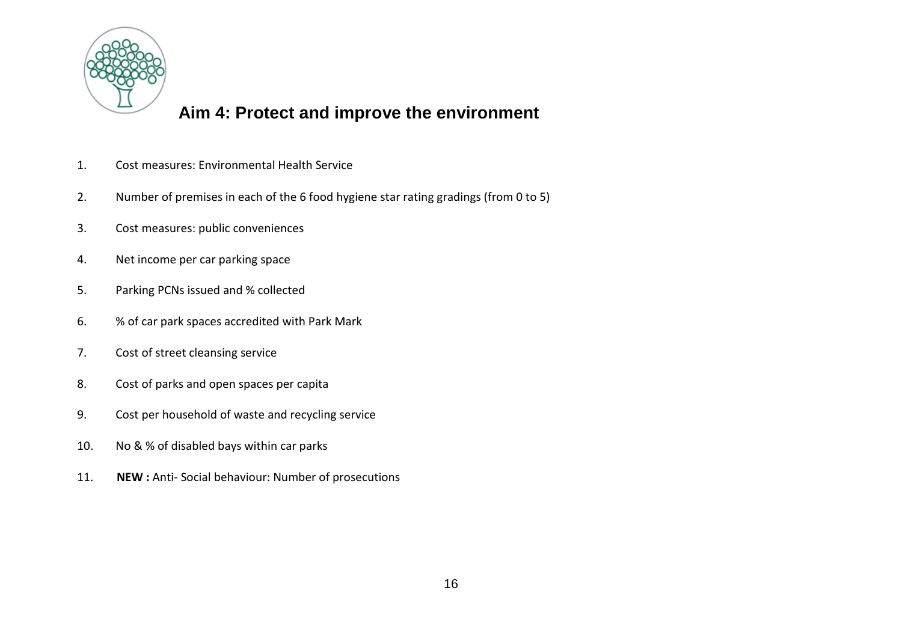## Aim 4: Protect and improve the environment

1. Cost measures: Environmental Health Service
2. Number of premises in each of the 6 food hygiene star rating gradings (from 0 to 5)
3. Cost measures: public conveniences
4. Net income per car parking space
5. Parking PCNs issued and % collected
6. % of car park spaces accredited with Park Mark
7. Cost of street cleansing service
8. Cost of parks and open spaces per capita
9. Cost per household of waste and recycling service
10. No & % of disabled bays within car parks
11. **NEW :** Anti- Social behaviour: Number of prosecutions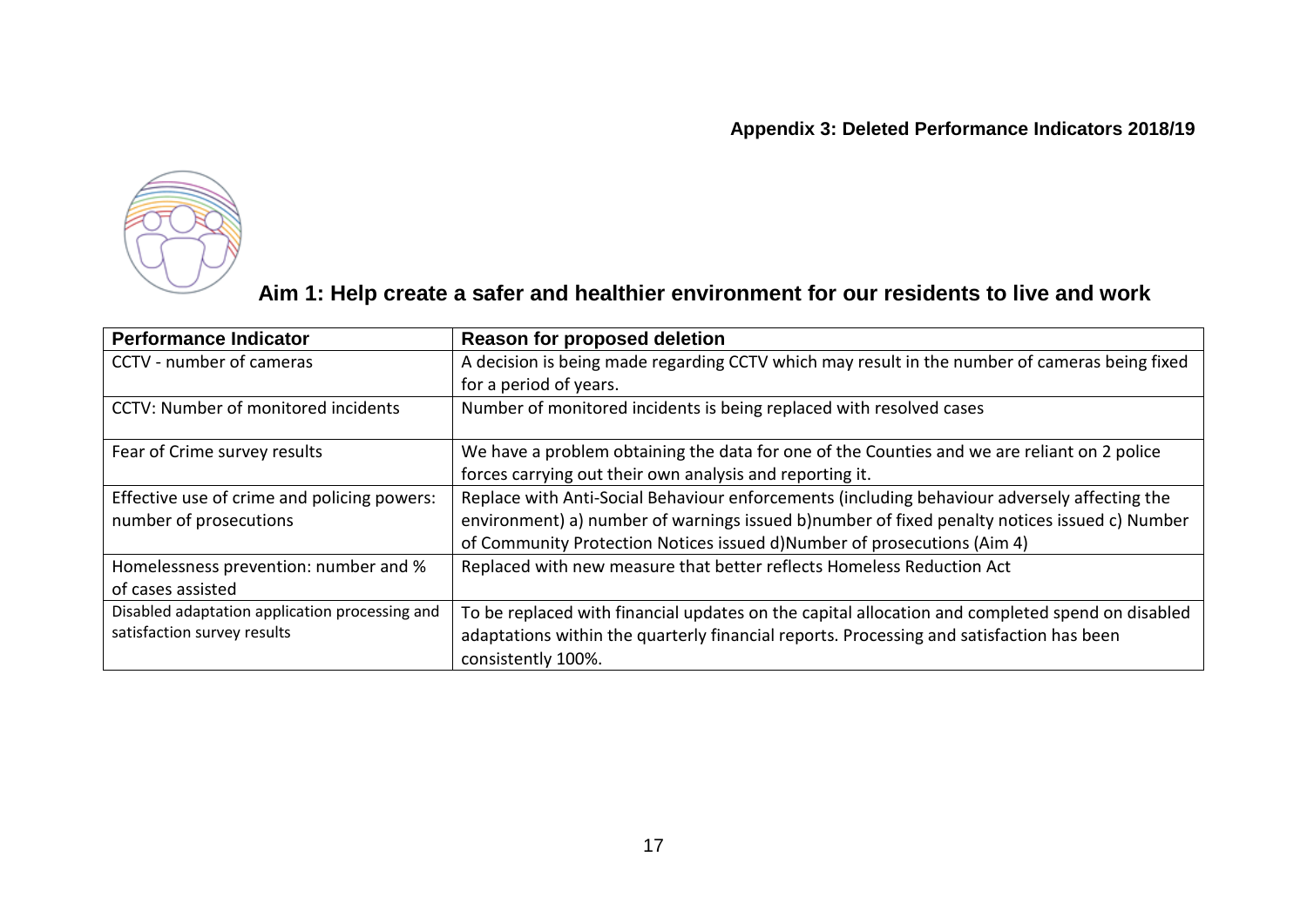**Appendix 3: Deleted Performance Indicators 2018/19**

## Aim 1: Help create a safer and healthier environment for our residents to live and work

| Performance Indicator | Reason for proposed deletion |
|---|---|
| CCTV - number of cameras | A decision is being made regarding CCTV which may result in the number of cameras being fixed for a period of years. |
| CCTV: Number of monitored incidents | Number of monitored incidents is being replaced with resolved cases |
| Fear of Crime survey results | We have a problem obtaining the data for one of the Counties and we are reliant on 2 police forces carrying out their own analysis and reporting it. |
| Effective use of crime and policing powers: number of prosecutions | Replace with Anti-Social Behaviour enforcements (including behaviour adversely affecting the environment) a) number of warnings issued b)number of fixed penalty notices issued c) Number of Community Protection Notices issued d)Number of prosecutions (Aim 4) |
| Homelessness prevention: number and % of cases assisted | Replaced with new measure that better reflects Homeless Reduction Act |
| Disabled adaptation application processing and satisfaction survey results | To be replaced with financial updates on the capital allocation and completed spend on disabled adaptations within the quarterly financial reports. Processing and satisfaction has been consistently 100%. |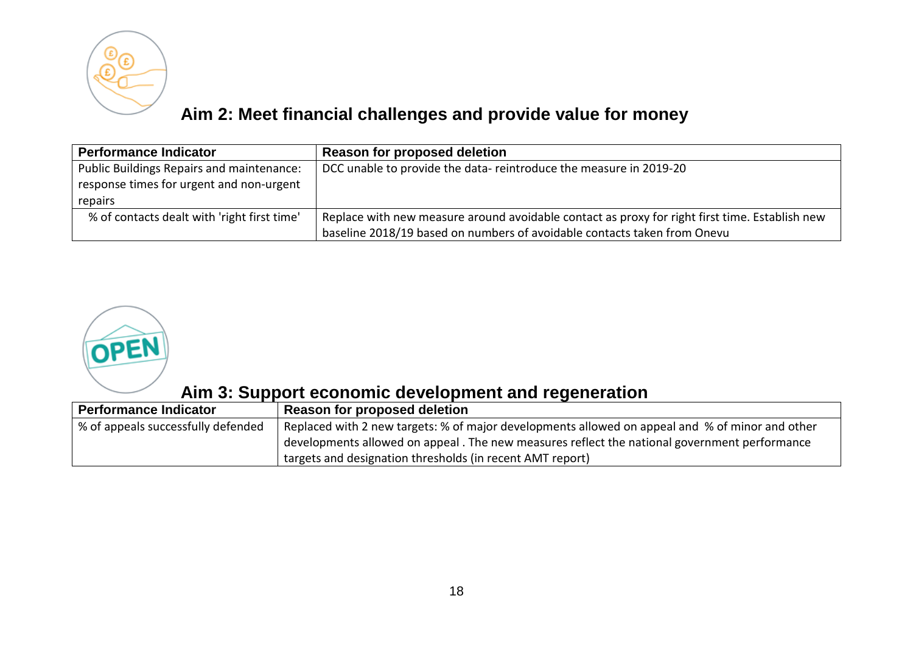## Aim 2: Meet financial challenges and provide value for money

| Performance Indicator | Reason for proposed deletion |
|---|---|
| Public Buildings Repairs and maintenance: response times for urgent and non-urgent repairs | DCC unable to provide the data- reintroduce the measure in 2019-20 |
| % of contacts dealt with 'right first time' | Replace with new measure around avoidable contact as proxy for right first time. Establish new baseline 2018/19 based on numbers of avoidable contacts taken from Onevu |

## Aim 3: Support economic development and regeneration

| Performance Indicator | Reason for proposed deletion |
|---|---|
| % of appeals successfully defended | Replaced with 2 new targets: % of major developments allowed on appeal and % of minor and other developments allowed on appeal . The new measures reflect the national government performance targets and designation thresholds (in recent AMT report) |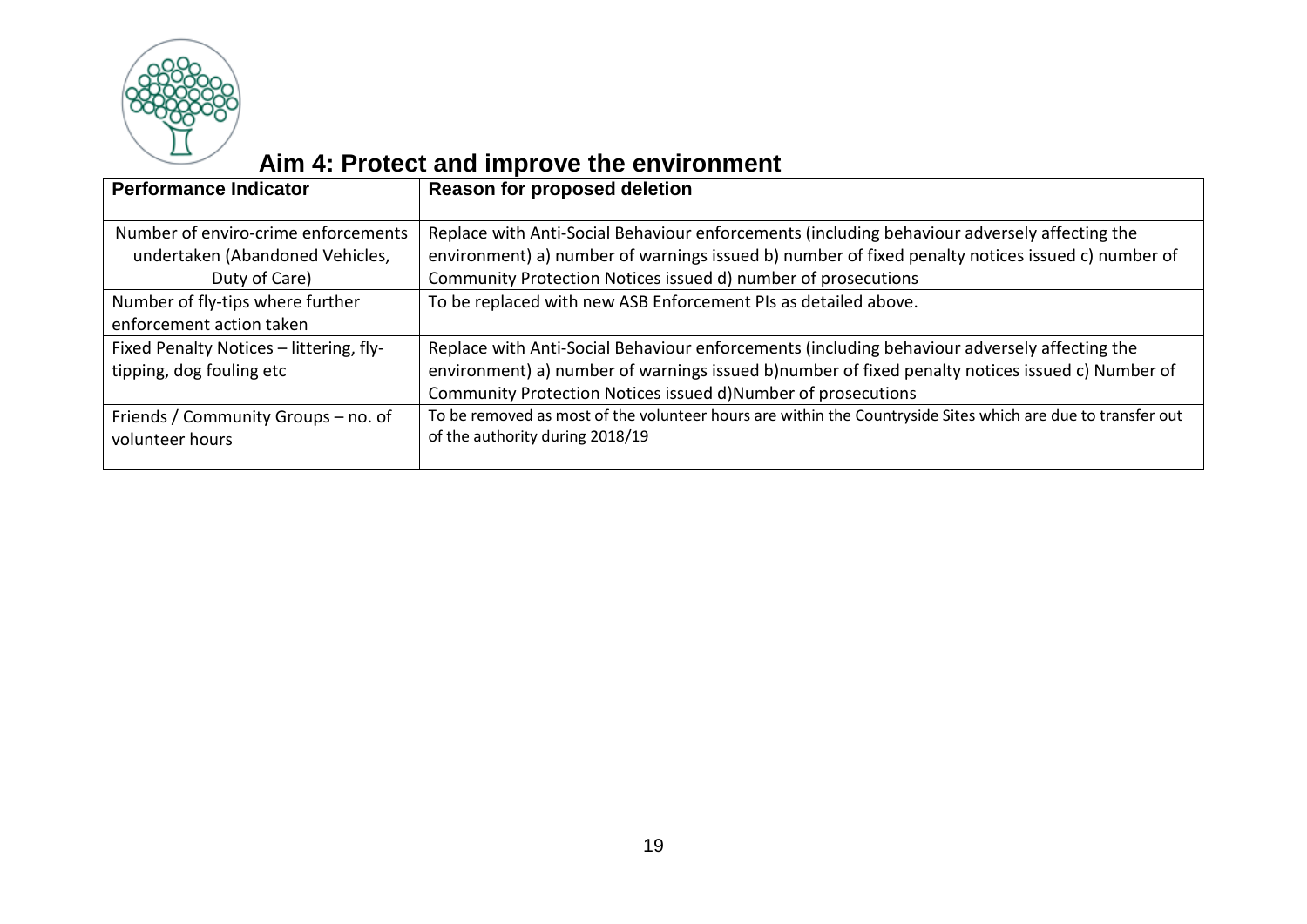## Aim 4: Protect and improve the environment

| Performance Indicator | Reason for proposed deletion |
|---|---|
| Number of enviro-crime enforcements undertaken (Abandoned Vehicles, Duty of Care) | Replace with Anti-Social Behaviour enforcements (including behaviour adversely affecting the environment) a) number of warnings issued b) number of fixed penalty notices issued c) number of Community Protection Notices issued d) number of prosecutions |
| Number of fly-tips where further enforcement action taken | To be replaced with new ASB Enforcement PIs as detailed above. |
| Fixed Penalty Notices – littering, fly-tipping, dog fouling etc | Replace with Anti-Social Behaviour enforcements (including behaviour adversely affecting the environment) a) number of warnings issued b)number of fixed penalty notices issued c) Number of Community Protection Notices issued d)Number of prosecutions |
| Friends / Community Groups – no. of volunteer hours | To be removed as most of the volunteer hours are within the Countryside Sites which are due to transfer out of the authority during 2018/19 |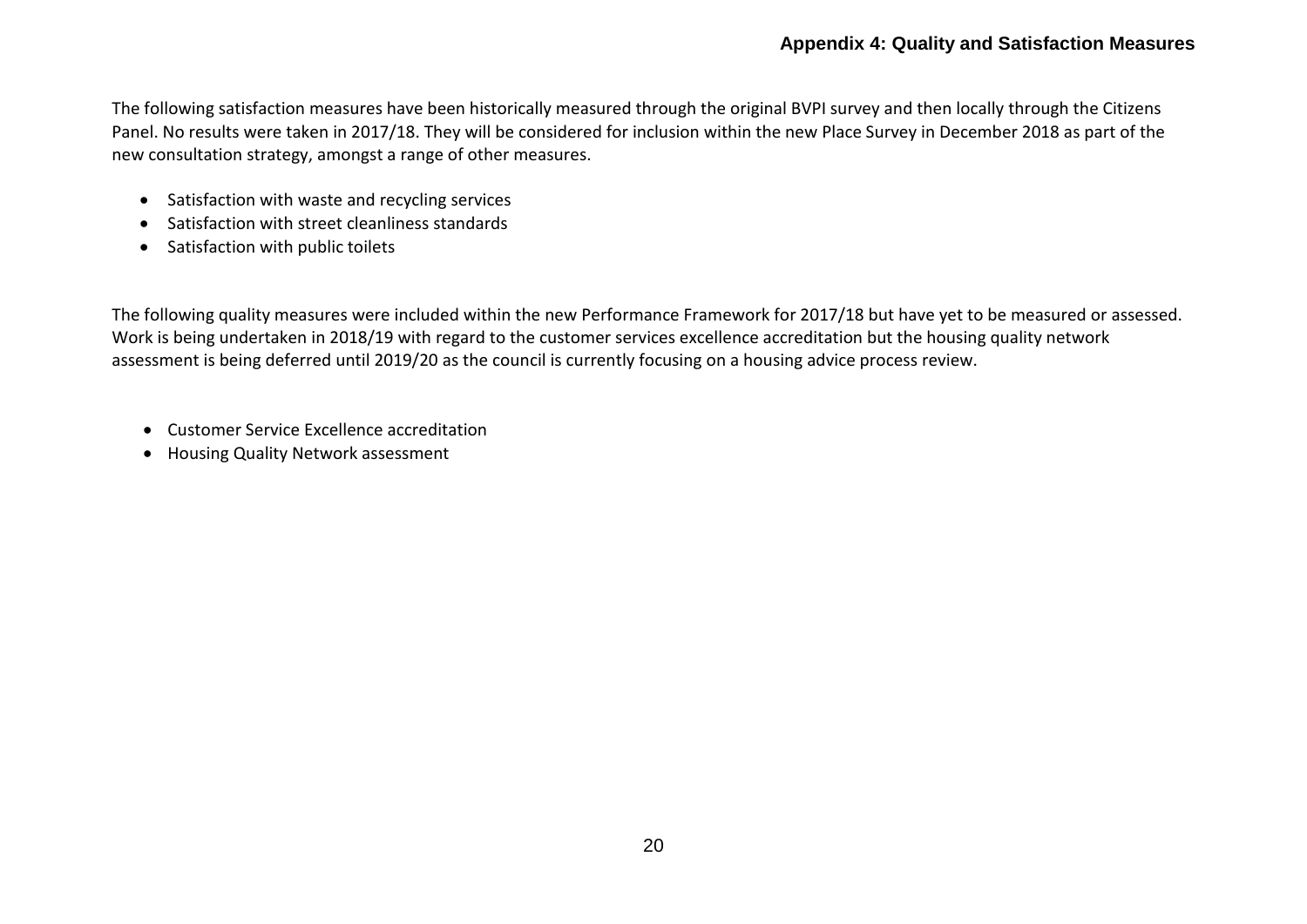# Appendix 4: Quality and Satisfaction Measures

The following satisfaction measures have been historically measured through the original BVPI survey and then locally through the Citizens Panel. No results were taken in 2017/18. They will be considered for inclusion within the new Place Survey in December 2018 as part of the new consultation strategy, amongst a range of other measures.

- Satisfaction with waste and recycling services
- Satisfaction with street cleanliness standards
- Satisfaction with public toilets

The following quality measures were included within the new Performance Framework for 2017/18 but have yet to be measured or assessed. Work is being undertaken in 2018/19 with regard to the customer services excellence accreditation but the housing quality network assessment is being deferred until 2019/20 as the council is currently focusing on a housing advice process review.

- Customer Service Excellence accreditation
- Housing Quality Network assessment